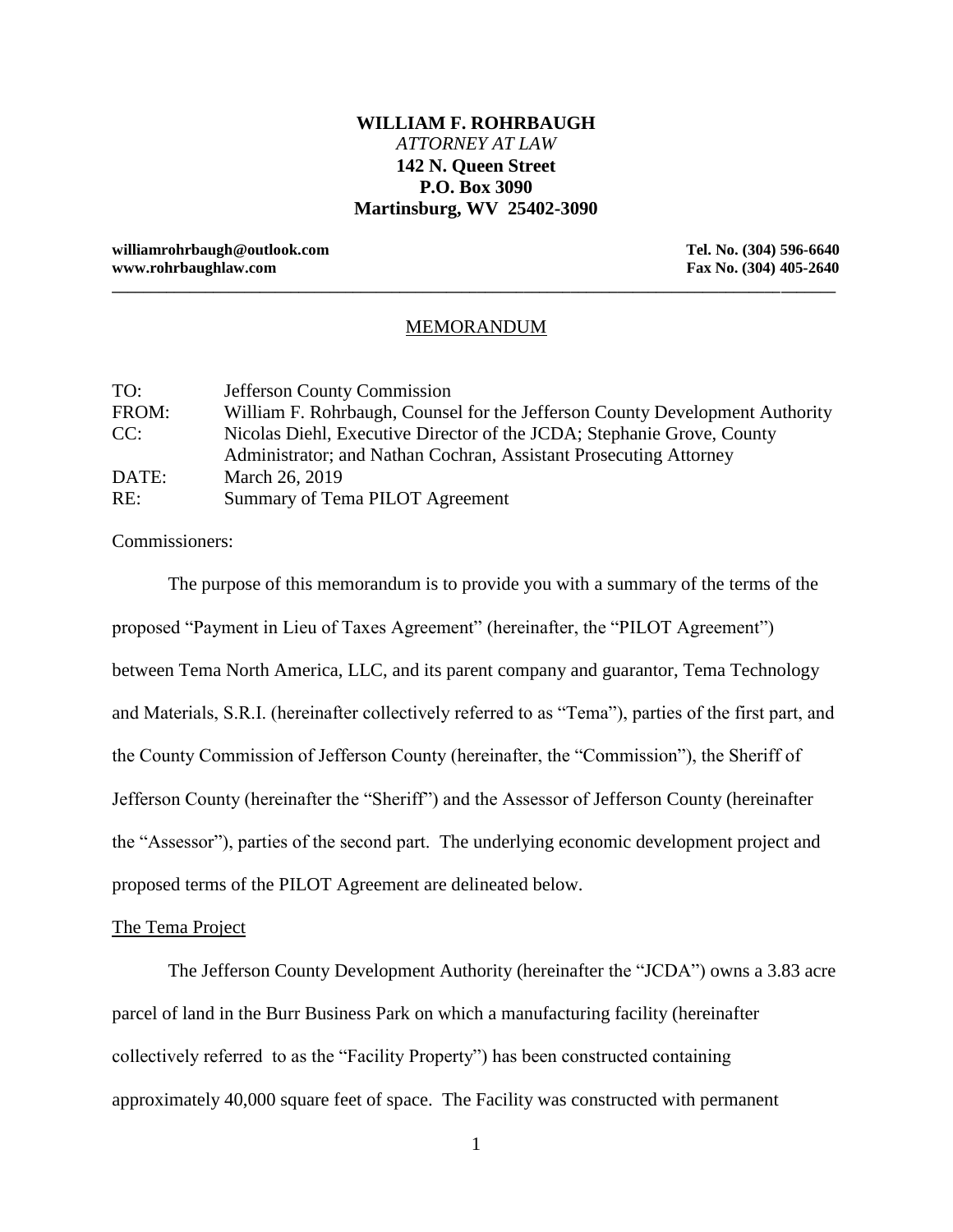**WILLIAM F. ROHRBAUGH**
*ATTORNEY AT LAW*
**142 N. Queen Street**
**P.O. Box 3090**
**Martinsburg, WV 25402-3090**

**williamrohrbaugh@outlook.com** — **Tel. No. (304) 596-6640**
**www.rohrbaughlaw.com** — **Fax No. (304) 405-2640**

---

## MEMORANDUM

| | |
|---|---|
| TO: | Jefferson County Commission |
| FROM: | William F. Rohrbaugh, Counsel for the Jefferson County Development Authority |
| CC: | Nicolas Diehl, Executive Director of the JCDA; Stephanie Grove, County Administrator; and Nathan Cochran, Assistant Prosecuting Attorney |
| DATE: | March 26, 2019 |
| RE: | Summary of Tema PILOT Agreement |

Commissioners:

The purpose of this memorandum is to provide you with a summary of the terms of the proposed "Payment in Lieu of Taxes Agreement" (hereinafter, the "PILOT Agreement") between Tema North America, LLC, and its parent company and guarantor, Tema Technology and Materials, S.R.I. (hereinafter collectively referred to as "Tema"), parties of the first part, and the County Commission of Jefferson County (hereinafter, the "Commission"), the Sheriff of Jefferson County (hereinafter the "Sheriff") and the Assessor of Jefferson County (hereinafter the "Assessor"), parties of the second part. The underlying economic development project and proposed terms of the PILOT Agreement are delineated below.

### The Tema Project

The Jefferson County Development Authority (hereinafter the "JCDA") owns a 3.83 acre parcel of land in the Burr Business Park on which a manufacturing facility (hereinafter collectively referred to as the "Facility Property") has been constructed containing approximately 40,000 square feet of space. The Facility was constructed with permanent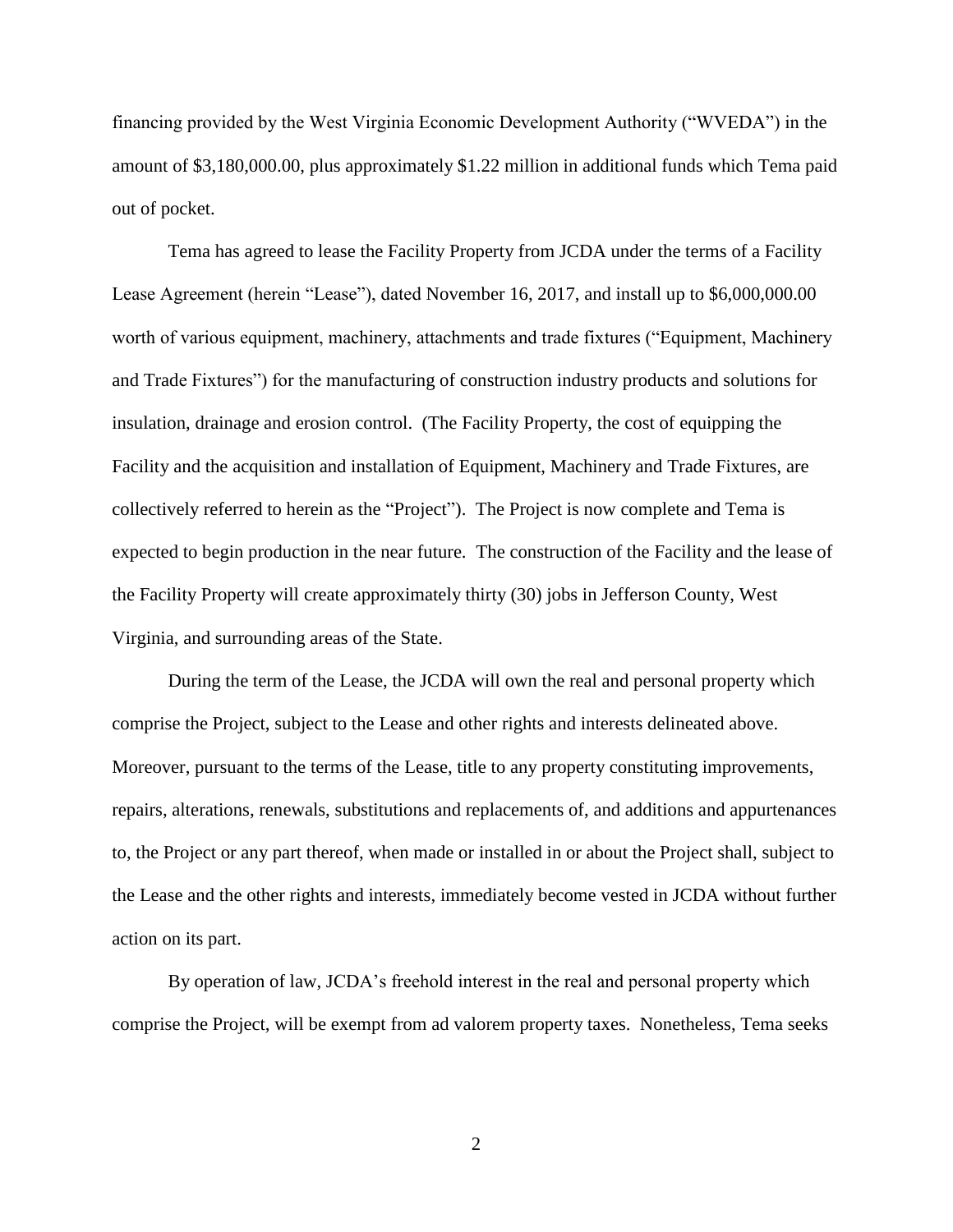financing provided by the West Virginia Economic Development Authority ("WVEDA") in the amount of $3,180,000.00, plus approximately $1.22 million in additional funds which Tema paid out of pocket.

Tema has agreed to lease the Facility Property from JCDA under the terms of a Facility Lease Agreement (herein "Lease"), dated November 16, 2017, and install up to $6,000,000.00 worth of various equipment, machinery, attachments and trade fixtures ("Equipment, Machinery and Trade Fixtures") for the manufacturing of construction industry products and solutions for insulation, drainage and erosion control. (The Facility Property, the cost of equipping the Facility and the acquisition and installation of Equipment, Machinery and Trade Fixtures, are collectively referred to herein as the "Project"). The Project is now complete and Tema is expected to begin production in the near future. The construction of the Facility and the lease of the Facility Property will create approximately thirty (30) jobs in Jefferson County, West Virginia, and surrounding areas of the State.

During the term of the Lease, the JCDA will own the real and personal property which comprise the Project, subject to the Lease and other rights and interests delineated above. Moreover, pursuant to the terms of the Lease, title to any property constituting improvements, repairs, alterations, renewals, substitutions and replacements of, and additions and appurtenances to, the Project or any part thereof, when made or installed in or about the Project shall, subject to the Lease and the other rights and interests, immediately become vested in JCDA without further action on its part.

By operation of law, JCDA's freehold interest in the real and personal property which comprise the Project, will be exempt from ad valorem property taxes. Nonetheless, Tema seeks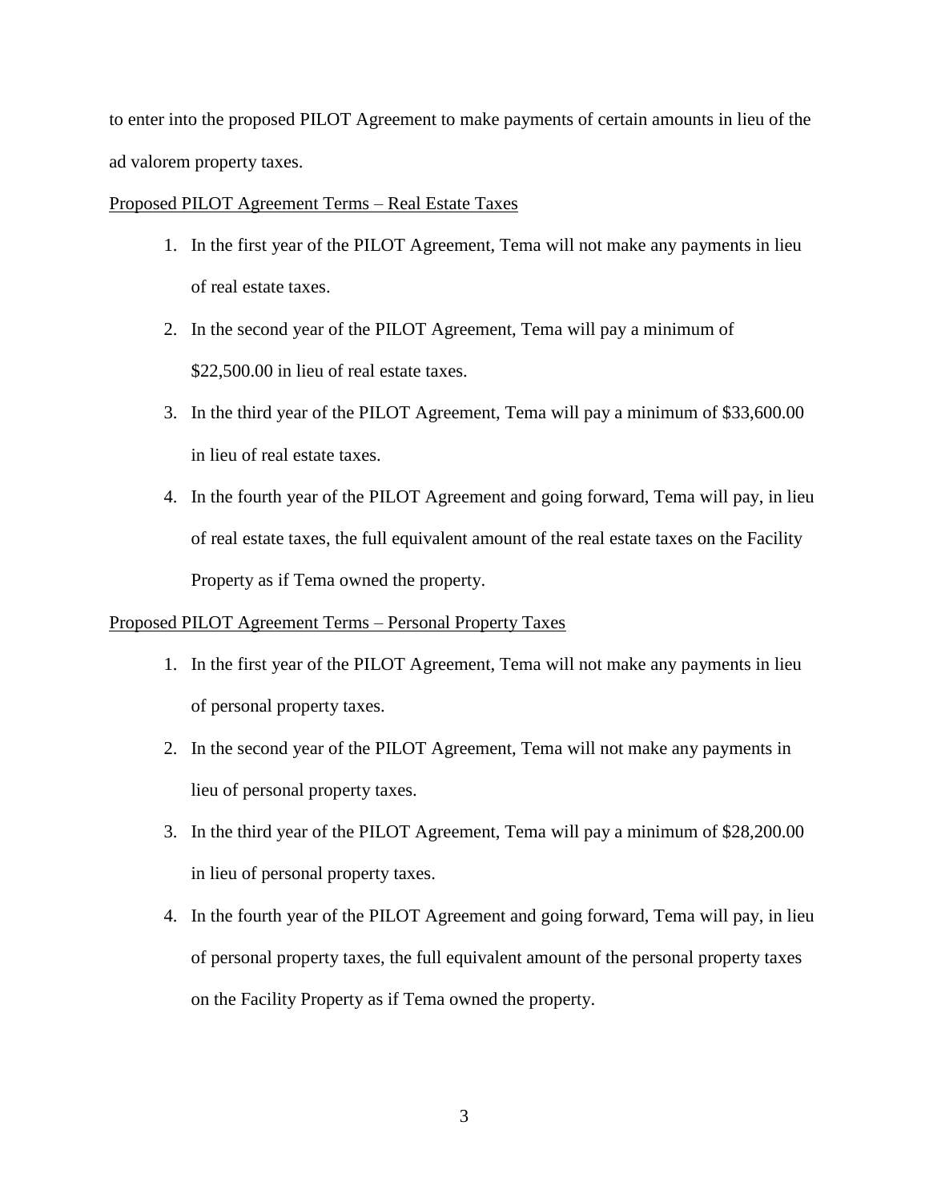to enter into the proposed PILOT Agreement to make payments of certain amounts in lieu of the ad valorem property taxes.

Proposed PILOT Agreement Terms – Real Estate Taxes

1. In the first year of the PILOT Agreement, Tema will not make any payments in lieu of real estate taxes.
2. In the second year of the PILOT Agreement, Tema will pay a minimum of $22,500.00 in lieu of real estate taxes.
3. In the third year of the PILOT Agreement, Tema will pay a minimum of $33,600.00 in lieu of real estate taxes.
4. In the fourth year of the PILOT Agreement and going forward, Tema will pay, in lieu of real estate taxes, the full equivalent amount of the real estate taxes on the Facility Property as if Tema owned the property.

Proposed PILOT Agreement Terms – Personal Property Taxes

1. In the first year of the PILOT Agreement, Tema will not make any payments in lieu of personal property taxes.
2. In the second year of the PILOT Agreement, Tema will not make any payments in lieu of personal property taxes.
3. In the third year of the PILOT Agreement, Tema will pay a minimum of $28,200.00 in lieu of personal property taxes.
4. In the fourth year of the PILOT Agreement and going forward, Tema will pay, in lieu of personal property taxes, the full equivalent amount of the personal property taxes on the Facility Property as if Tema owned the property.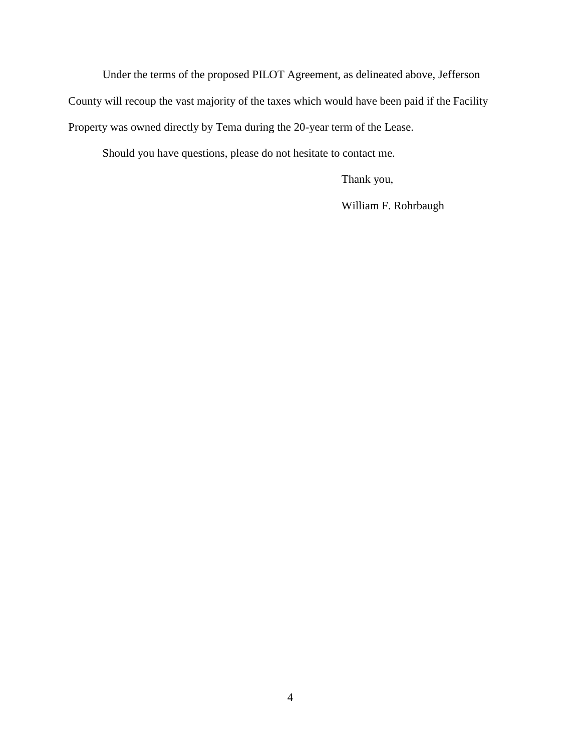Under the terms of the proposed PILOT Agreement, as delineated above, Jefferson County will recoup the vast majority of the taxes which would have been paid if the Facility Property was owned directly by Tema during the 20-year term of the Lease.

Should you have questions, please do not hesitate to contact me.

Thank you,

William F. Rohrbaugh